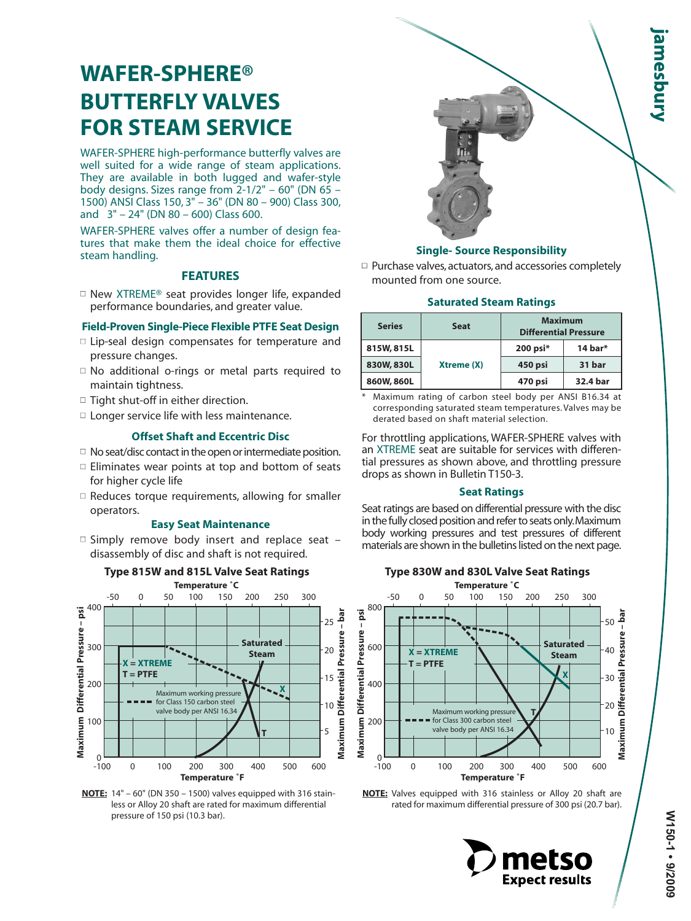# WAFER-SPHERE® BUTTERFLY VALVES FOR STEAM SERVICE

WAFER-SPHERE high-performance butterfly valves are well suited for a wide range of steam applications. They are available in both lugged and wafer-style body designs. Sizes range from 2-1/2" – 60" (DN 65 – 1500) ANSI Class 150, 3" – 36" (DN 80 – 900) Class 300, and 3" – 24" (DN 80 – 600) Class 600.

WAFER-SPHERE valves offer a number of design features that make them the ideal choice for effective steam handling.

## FEATURES

- New XTREME® seat provides longer life, expanded performance boundaries, and greater value.

### Field-Proven Single-Piece Flexible PTFE Seat Design

- Lip-seal design compensates for temperature and pressure changes.
- No additional o-rings or metal parts required to maintain tightness.
- Tight shut-off in either direction.
- Longer service life with less maintenance.

### Offset Shaft and Eccentric Disc

- No seat/disc contact in the open or intermediate position.
- Eliminates wear points at top and bottom of seats for higher cycle life
- Reduces torque requirements, allowing for smaller operators.

### Easy Seat Maintenance

- Simply remove body insert and replace seat – disassembly of disc and shaft is not required.

### Single- Source Responsibility

- Purchase valves, actuators, and accessories completely mounted from one source.

### Saturated Steam Ratings

| Series | Seat | Maximum Differential Pressure | |
|---|---|---|---|
| 815W, 815L | Xtreme (X) | 200 psi* | 14 bar* |
| 830W, 830L | | 450 psi | 31 bar |
| 860W, 860L | | 470 psi | 32.4 bar |

\* Maximum rating of carbon steel body per ANSI B16.34 at corresponding saturated steam temperatures. Valves may be derated based on shaft material selection.

For throttling applications, WAFER-SPHERE valves with an XTREME seat are suitable for services with differential pressures as shown above, and throttling pressure drops as shown in Bulletin T150-3.

### Seat Ratings

Seat ratings are based on differential pressure with the disc in the fully closed position and refer to seats only. Maximum body working pressures and test pressures of different materials are shown in the bulletins listed on the next page.

### Type 815W and 815L Valve Seat Ratings

**NOTE:** 14" – 60" (DN 350 – 1500) valves equipped with 316 stainless or Alloy 20 shaft are rated for maximum differential pressure of 150 psi (10.3 bar).

### Type 830W and 830L Valve Seat Ratings

**NOTE:** Valves equipped with 316 stainless or Alloy 20 shaft are rated for maximum differential pressure of 300 psi (20.7 bar).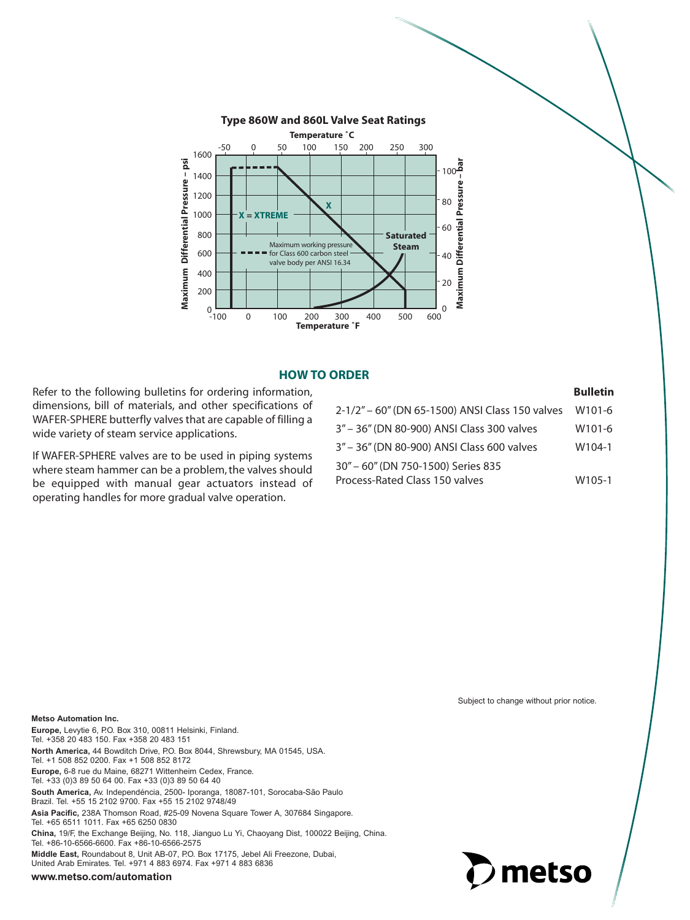**Type 860W and 860L Valve Seat Ratings**

Temperature ˚C

-50 0 50 100 150 200 250 300

Maximum Differential Pressure – psi

1600 1400 1200 1000 800 600 400 200 0

Maximum Differential Pressure – bar

100 80 60 40 20 0

X = XTREME

X

Saturated Steam

Maximum working pressure for Class 600 carbon steel valve body per ANSI 16.34

-100 0 100 200 300 400 500 600

Temperature ˚F

## HOW TO ORDER

Refer to the following bulletins for ordering information, dimensions, bill of materials, and other specifications of WAFER-SPHERE butterfly valves that are capable of filling a wide variety of steam service applications.

If WAFER-SPHERE valves are to be used in piping systems where steam hammer can be a problem, the valves should be equipped with manual gear actuators instead of operating handles for more gradual valve operation.

| | Bulletin |
|---|---|
| 2-1/2" – 60" (DN 65-1500) ANSI Class 150 valves | W101-6 |
| 3" – 36" (DN 80-900) ANSI Class 300 valves | W101-6 |
| 3" – 36" (DN 80-900) ANSI Class 600 valves | W104-1 |
| 30" – 60" (DN 750-1500) Series 835 Process-Rated Class 150 valves | W105-1 |

Subject to change without prior notice.

**Metso Automation Inc.**

**Europe,** Levytie 6, P.O. Box 310, 00811 Helsinki, Finland.
Tel. +358 20 483 150. Fax +358 20 483 151

**North America,** 44 Bowditch Drive, P.O. Box 8044, Shrewsbury, MA 01545, USA.
Tel. +1 508 852 0200. Fax +1 508 852 8172

**Europe,** 6-8 rue du Maine, 68271 Wittenheim Cedex, France.
Tel. +33 (0)3 89 50 64 00. Fax +33 (0)3 89 50 64 40

**South America,** Av. Independência, 2500- Iporanga, 18087-101, Sorocaba-São Paulo
Brazil. Tel. +55 15 2102 9700. Fax +55 15 2102 9748/49

**Asia Pacific,** 238A Thomson Road, #25-09 Novena Square Tower A, 307684 Singapore.
Tel. +65 6511 1011. Fax +65 6250 0830

**China,** 19/F, the Exchange Beijing, No. 118, Jianguo Lu Yi, Chaoyang Dist, 100022 Beijing, China.
Tel. +86-10-6566-6600. Fax +86-10-6566-2575

**Middle East,** Roundabout 8, Unit AB-07, P.O. Box 17175, Jebel Ali Freezone, Dubai,
United Arab Emirates. Tel. +971 4 883 6974. Fax +971 4 883 6836

**www.metso.com/automation**

metso